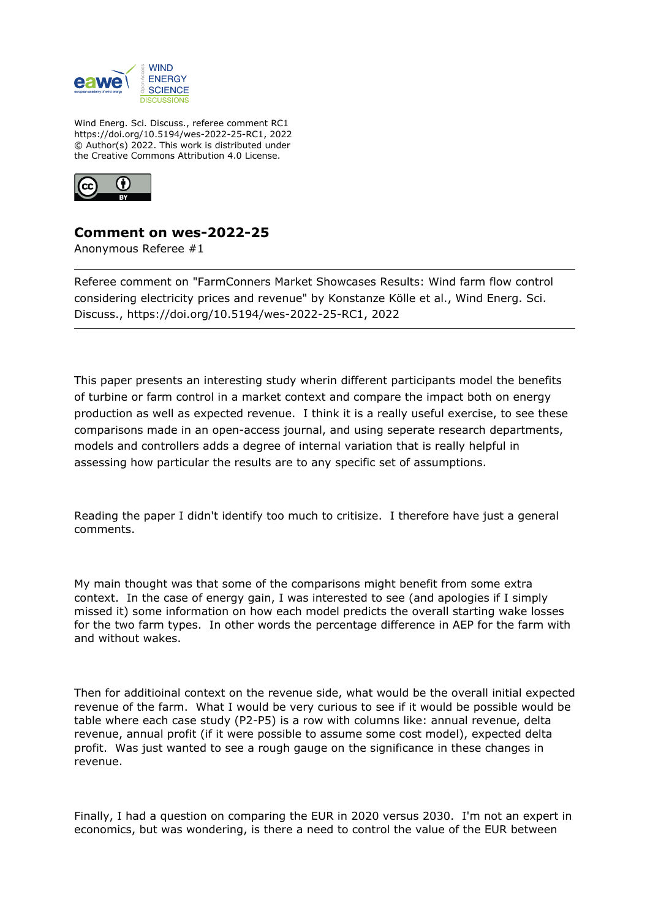Wind Energ. Sci. Discuss., referee comment RC1
https://doi.org/10.5194/wes-2022-25-RC1, 2022
© Author(s) 2022. This work is distributed under
the Creative Commons Attribution 4.0 License.

# Comment on wes-2022-25

Anonymous Referee #1

---

Referee comment on "FarmConners Market Showcases Results: Wind farm flow control considering electricity prices and revenue" by Konstanze Kölle et al., Wind Energ. Sci. Discuss., https://doi.org/10.5194/wes-2022-25-RC1, 2022

---

This paper presents an interesting study wherin different participants model the benefits of turbine or farm control in a market context and compare the impact both on energy production as well as expected revenue. I think it is a really useful exercise, to see these comparisons made in an open-access journal, and using seperate research departments, models and controllers adds a degree of internal variation that is really helpful in assessing how particular the results are to any specific set of assumptions.

Reading the paper I didn't identify too much to critisize. I therefore have just a general comments.

My main thought was that some of the comparisons might benefit from some extra context. In the case of energy gain, I was interested to see (and apologies if I simply missed it) some information on how each model predicts the overall starting wake losses for the two farm types. In other words the percentage difference in AEP for the farm with and without wakes.

Then for additioinal context on the revenue side, what would be the overall initial expected revenue of the farm. What I would be very curious to see if it would be possible would be table where each case study (P2-P5) is a row with columns like: annual revenue, delta revenue, annual profit (if it were possible to assume some cost model), expected delta profit. Was just wanted to see a rough gauge on the significance in these changes in revenue.

Finally, I had a question on comparing the EUR in 2020 versus 2030. I'm not an expert in economics, but was wondering, is there a need to control the value of the EUR between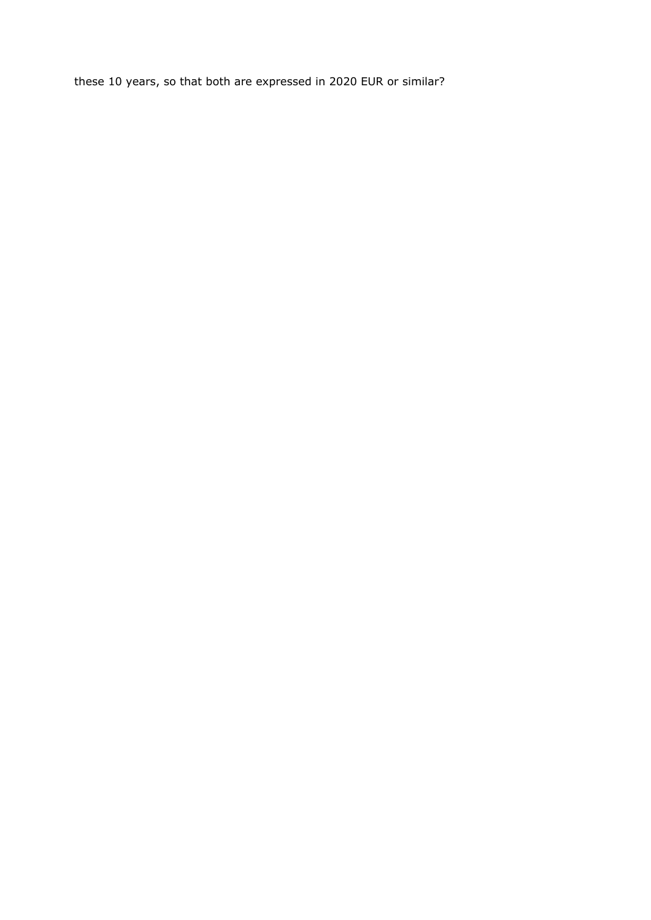these 10 years, so that both are expressed in 2020 EUR or similar?